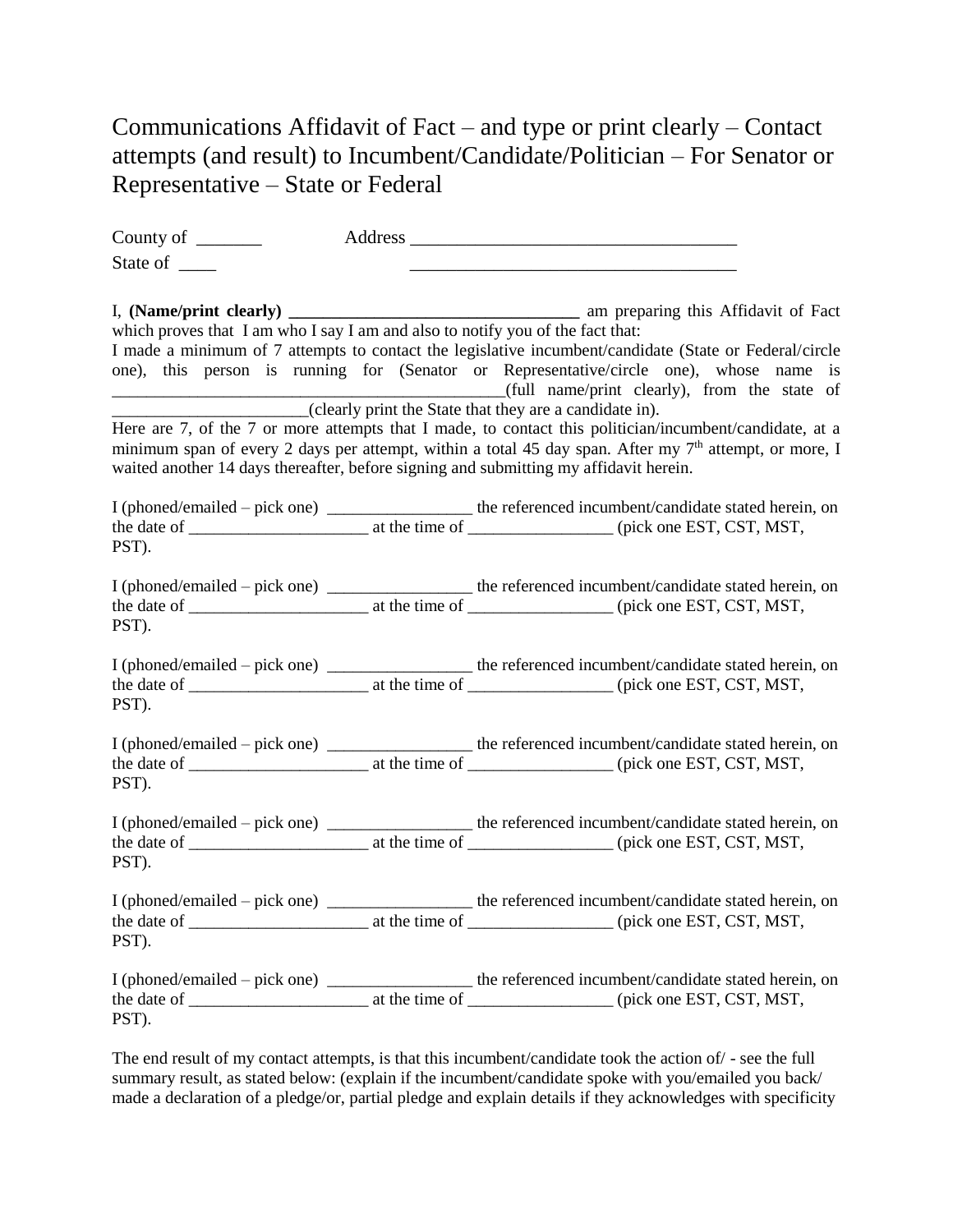# Communications Affidavit of Fact – and type or print clearly – Contact attempts (and result) to Incumbent/Candidate/Politician – For Senator or Representative – State or Federal

County of _______ Address ___________________________________

State of ____ ___________________________________

I, **(Name/print clearly) __________________________________** am preparing this Affidavit of Fact which proves that I am who I say I am and also to notify you of the fact that:

I made a minimum of 7 attempts to contact the legislative incumbent/candidate (State or Federal/circle one), this person is running for (Senator or Representative/circle one), whose name is _____________________________________________(full name/print clearly), from the state of _______________________(clearly print the State that they are a candidate in).

Here are 7, of the 7 or more attempts that I made, to contact this politician/incumbent/candidate, at a minimum span of every 2 days per attempt, within a total 45 day span. After my 7th attempt, or more, I waited another 14 days thereafter, before signing and submitting my affidavit herein.

I (phoned/emailed – pick one) _________________ the referenced incumbent/candidate stated herein, on the date of _____________________ at the time of _________________ (pick one EST, CST, MST, PST).

I (phoned/emailed – pick one) _________________ the referenced incumbent/candidate stated herein, on the date of _____________________ at the time of _________________ (pick one EST, CST, MST, PST).

I (phoned/emailed – pick one) _________________ the referenced incumbent/candidate stated herein, on the date of _____________________ at the time of _________________ (pick one EST, CST, MST, PST).

I (phoned/emailed – pick one) _________________ the referenced incumbent/candidate stated herein, on the date of _____________________ at the time of _________________ (pick one EST, CST, MST, PST).

I (phoned/emailed – pick one) _________________ the referenced incumbent/candidate stated herein, on the date of _____________________ at the time of _________________ (pick one EST, CST, MST, PST).

I (phoned/emailed – pick one) _________________ the referenced incumbent/candidate stated herein, on the date of _____________________ at the time of _________________ (pick one EST, CST, MST, PST).

I (phoned/emailed – pick one) _________________ the referenced incumbent/candidate stated herein, on the date of _____________________ at the time of _________________ (pick one EST, CST, MST, PST).

The end result of my contact attempts, is that this incumbent/candidate took the action of/ - see the full summary result, as stated below: (explain if the incumbent/candidate spoke with you/emailed you back/ made a declaration of a pledge/or, partial pledge and explain details if they acknowledges with specificity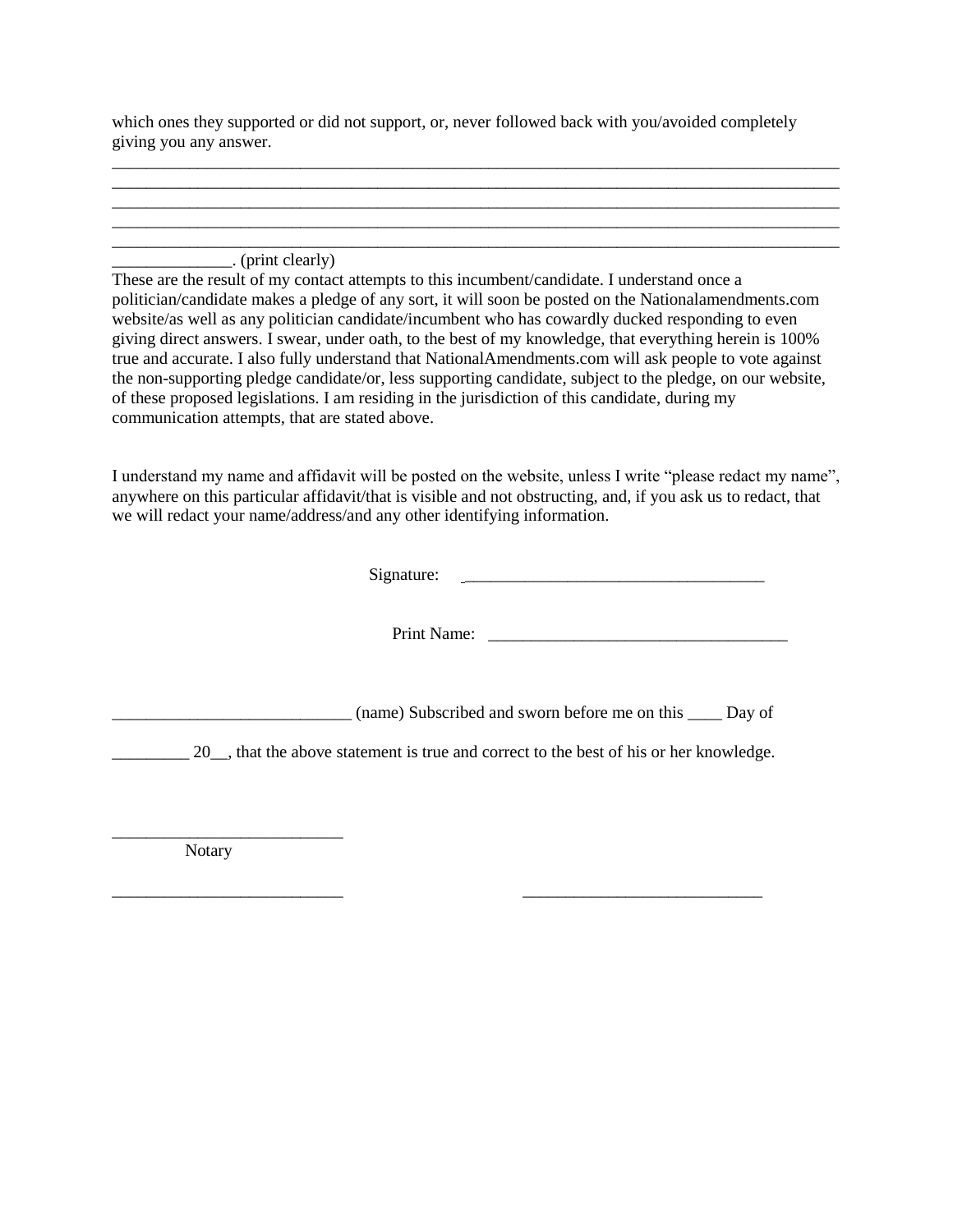which ones they supported or did not support, or, never followed back with you/avoided completely giving you any answer.

________________________________________________________________________________________
________________________________________________________________________________________
________________________________________________________________________________________
________________________________________________________________________________________
________________________________________________________________________________________
______________. (print clearly)

These are the result of my contact attempts to this incumbent/candidate. I understand once a politician/candidate makes a pledge of any sort, it will soon be posted on the Nationalamendments.com website/as well as any politician candidate/incumbent who has cowardly ducked responding to even giving direct answers. I swear, under oath, to the best of my knowledge, that everything herein is 100% true and accurate. I also fully understand that NationalAmendments.com will ask people to vote against the non-supporting pledge candidate/or, less supporting candidate, subject to the pledge, on our website, of these proposed legislations. I am residing in the jurisdiction of this candidate, during my communication attempts, that are stated above.

I understand my name and affidavit will be posted on the website, unless I write "please redact my name", anywhere on this particular affidavit/that is visible and not obstructing, and, if you ask us to redact, that we will redact your name/address/and any other identifying information.

Signature: ___________________________________

Print Name: ___________________________________

___________________________ (name) Subscribed and sworn before me on this ____ Day of

_________ 20__, that the above statement is true and correct to the best of his or her knowledge.

__________________________
Notary

__________________________ ___________________________